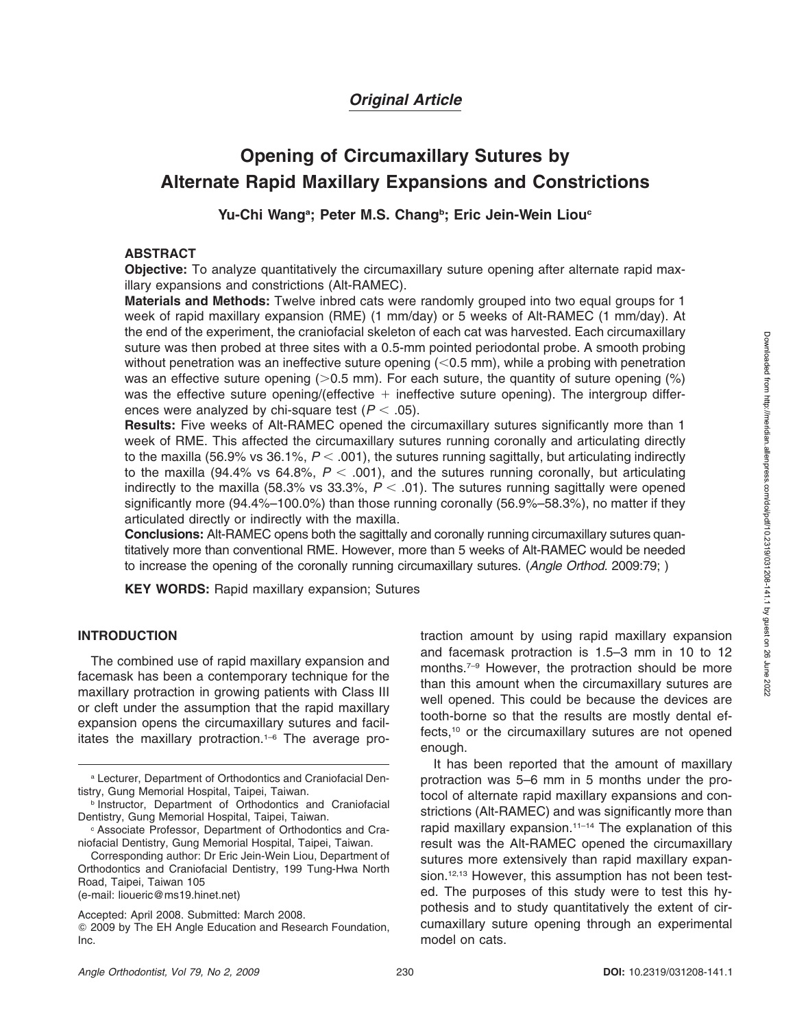*Original Article*

# Opening of Circumaxillary Sutures by Alternate Rapid Maxillary Expansions and Constrictions

**Yu-Chi Wang[a]; Peter M.S. Chang[b]; Eric Jein-Wein Liou[c]**

## ABSTRACT

**Objective:** To analyze quantitatively the circumaxillary suture opening after alternate rapid maxillary expansions and constrictions (Alt-RAMEC).

**Materials and Methods:** Twelve inbred cats were randomly grouped into two equal groups for 1 week of rapid maxillary expansion (RME) (1 mm/day) or 5 weeks of Alt-RAMEC (1 mm/day). At the end of the experiment, the craniofacial skeleton of each cat was harvested. Each circumaxillary suture was then probed at three sites with a 0.5-mm pointed periodontal probe. A smooth probing without penetration was an ineffective suture opening (<0.5 mm), while a probing with penetration was an effective suture opening (>0.5 mm). For each suture, the quantity of suture opening (%) was the effective suture opening/(effective + ineffective suture opening). The intergroup differences were analyzed by chi-square test ($P < .05$).

**Results:** Five weeks of Alt-RAMEC opened the circumaxillary sutures significantly more than 1 week of RME. This affected the circumaxillary sutures running coronally and articulating directly to the maxilla (56.9% vs 36.1%, $P < .001$), the sutures running sagittally, but articulating indirectly to the maxilla (94.4% vs 64.8%, $P < .001$), and the sutures running coronally, but articulating indirectly to the maxilla (58.3% vs 33.3%, $P < .01$). The sutures running sagittally were opened significantly more (94.4%–100.0%) than those running coronally (56.9%–58.3%), no matter if they articulated directly or indirectly with the maxilla.

**Conclusions:** Alt-RAMEC opens both the sagittally and coronally running circumaxillary sutures quantitatively more than conventional RME. However, more than 5 weeks of Alt-RAMEC would be needed to increase the opening of the coronally running circumaxillary sutures. (*Angle Orthod.* 2009:79; )

**KEY WORDS:** Rapid maxillary expansion; Sutures

## INTRODUCTION

The combined use of rapid maxillary expansion and facemask has been a contemporary technique for the maxillary protraction in growing patients with Class III or cleft under the assumption that the rapid maxillary expansion opens the circumaxillary sutures and facilitates the maxillary protraction.[1–6] The average protraction amount by using rapid maxillary expansion and facemask protraction is 1.5–3 mm in 10 to 12 months.[7–9] However, the protraction should be more than this amount when the circumaxillary sutures are well opened. This could be because the devices are tooth-borne so that the results are mostly dental effects,[10] or the circumaxillary sutures are not opened enough.

It has been reported that the amount of maxillary protraction was 5–6 mm in 5 months under the protocol of alternate rapid maxillary expansions and constrictions (Alt-RAMEC) and was significantly more than rapid maxillary expansion.[11–14] The explanation of this result was the Alt-RAMEC opened the circumaxillary sutures more extensively than rapid maxillary expansion.[12,13] However, this assumption has not been tested. The purposes of this study were to test this hypothesis and to study quantitatively the extent of circumaxillary suture opening through an experimental model on cats.

---

[a] Lecturer, Department of Orthodontics and Craniofacial Dentistry, Gung Memorial Hospital, Taipei, Taiwan.

[b] Instructor, Department of Orthodontics and Craniofacial Dentistry, Gung Memorial Hospital, Taipei, Taiwan.

[c] Associate Professor, Department of Orthodontics and Craniofacial Dentistry, Gung Memorial Hospital, Taipei, Taiwan.

Corresponding author: Dr Eric Jein-Wein Liou, Department of Orthodontics and Craniofacial Dentistry, 199 Tung-Hwa North Road, Taipei, Taiwan 105
(e-mail: lioueric@ms19.hinet.net)

Accepted: April 2008. Submitted: March 2008.
© 2009 by The EH Angle Education and Research Foundation, Inc.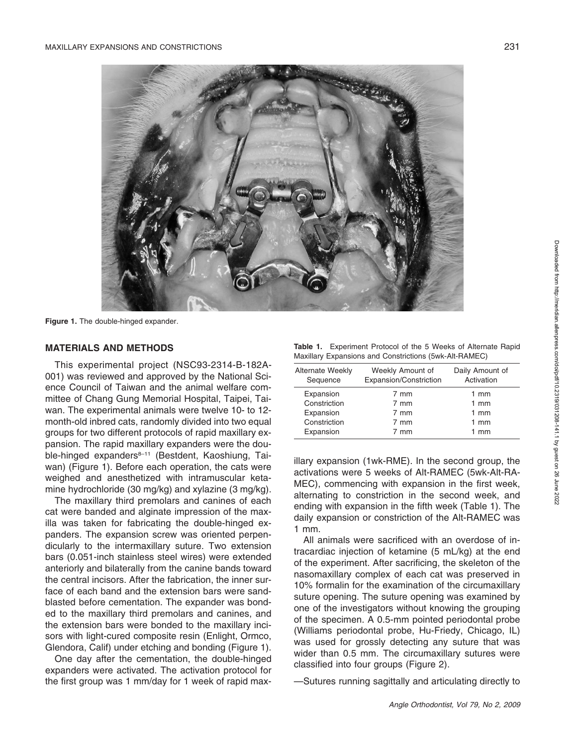Figure 1. The double-hinged expander.

## MATERIALS AND METHODS

This experimental project (NSC93-2314-B-182A-001) was reviewed and approved by the National Science Council of Taiwan and the animal welfare committee of Chang Gung Memorial Hospital, Taipei, Taiwan. The experimental animals were twelve 10- to 12-month-old inbred cats, randomly divided into two equal groups for two different protocols of rapid maxillary expansion. The rapid maxillary expanders were the double-hinged expanders[8–11] (Bestdent, Kaoshiung, Taiwan) (Figure 1). Before each operation, the cats were weighed and anesthetized with intramuscular ketamine hydrochloride (30 mg/kg) and xylazine (3 mg/kg).

The maxillary third premolars and canines of each cat were banded and alginate impression of the maxilla was taken for fabricating the double-hinged expanders. The expansion screw was oriented perpendicularly to the intermaxillary suture. Two extension bars (0.051-inch stainless steel wires) were extended anteriorly and bilaterally from the canine bands toward the central incisors. After the fabrication, the inner surface of each band and the extension bars were sandblasted before cementation. The expander was bonded to the maxillary third premolars and canines, and the extension bars were bonded to the maxillary incisors with light-cured composite resin (Enlight, Ormco, Glendora, Calif) under etching and bonding (Figure 1).

One day after the cementation, the double-hinged expanders were activated. The activation protocol for the first group was 1 mm/day for 1 week of rapid maxillary expansion (1wk-RME). In the second group, the activations were 5 weeks of Alt-RAMEC (5wk-Alt-RAMEC), commencing with expansion in the first week, alternating to constriction in the second week, and ending with expansion in the fifth week (Table 1). The daily expansion or constriction of the Alt-RAMEC was 1 mm.

**Table 1.** Experiment Protocol of the 5 Weeks of Alternate Rapid Maxillary Expansions and Constrictions (5wk-Alt-RAMEC)

| Alternate Weekly Sequence | Weekly Amount of Expansion/Constriction | Daily Amount of Activation |
|---|---|---|
| Expansion | 7 mm | 1 mm |
| Constriction | 7 mm | 1 mm |
| Expansion | 7 mm | 1 mm |
| Constriction | 7 mm | 1 mm |
| Expansion | 7 mm | 1 mm |

All animals were sacrificed with an overdose of intracardiac injection of ketamine (5 mL/kg) at the end of the experiment. After sacrificing, the skeleton of the nasomaxillary complex of each cat was preserved in 10% formalin for the examination of the circumaxillary suture opening. The suture opening was examined by one of the investigators without knowing the grouping of the specimen. A 0.5-mm pointed periodontal probe (Williams periodontal probe, Hu-Friedy, Chicago, IL) was used for grossly detecting any suture that was wider than 0.5 mm. The circumaxillary sutures were classified into four groups (Figure 2).

—Sutures running sagittally and articulating directly to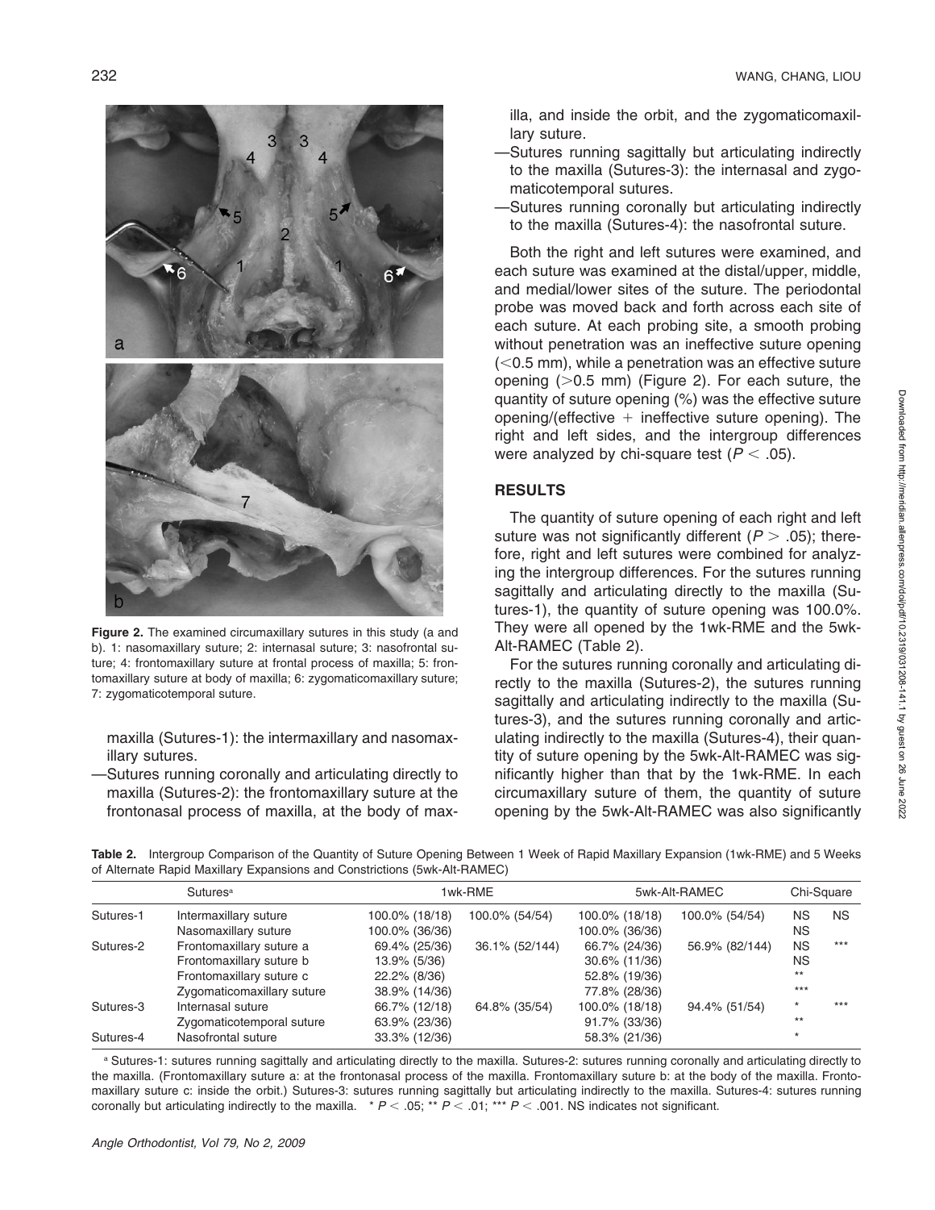**Figure 2.** The examined circumaxillary sutures in this study (a and b). 1: nasomaxillary suture; 2: internasal suture; 3: nasofrontal suture; 4: frontomaxillary suture at frontal process of maxilla; 5: frontomaxillary suture at body of maxilla; 6: zygomaticomaxillary suture; 7: zygomaticotemporal suture.

maxilla (Sutures-1): the intermaxillary and nasomaxillary sutures.

—Sutures running coronally and articulating directly to maxilla (Sutures-2): the frontomaxillary suture at the frontonasal process of maxilla, at the body of maxilla, and inside the orbit, and the zygomaticomaxillary suture.

—Sutures running sagittally but articulating indirectly to the maxilla (Sutures-3): the internasal and zygomaticotemporal sutures.

—Sutures running coronally but articulating indirectly to the maxilla (Sutures-4): the nasofrontal suture.

Both the right and left sutures were examined, and each suture was examined at the distal/upper, middle, and medial/lower sites of the suture. The periodontal probe was moved back and forth across each site of each suture. At each probing site, a smooth probing without penetration was an ineffective suture opening (<0.5 mm), while a penetration was an effective suture opening (>0.5 mm) (Figure 2). For each suture, the quantity of suture opening (%) was the effective suture opening/(effective + ineffective suture opening). The right and left sides, and the intergroup differences were analyzed by chi-square test ($P < .05$).

## RESULTS

The quantity of suture opening of each right and left suture was not significantly different ($P > .05$); therefore, right and left sutures were combined for analyzing the intergroup differences. For the sutures running sagittally and articulating directly to the maxilla (Sutures-1), the quantity of suture opening was 100.0%. They were all opened by the 1wk-RME and the 5wk-Alt-RAMEC (Table 2).

For the sutures running coronally and articulating directly to the maxilla (Sutures-2), the sutures running sagittally and articulating indirectly to the maxilla (Sutures-3), and the sutures running coronally and articulating indirectly to the maxilla (Sutures-4), their quantity of suture opening by the 5wk-Alt-RAMEC was significantly higher than that by the 1wk-RME. In each circumaxillary suture of them, the quantity of suture opening by the 5wk-Alt-RAMEC was also significantly

**Table 2.** Intergroup Comparison of the Quantity of Suture Opening Between 1 Week of Rapid Maxillary Expansion (1wk-RME) and 5 Weeks of Alternate Rapid Maxillary Expansions and Constrictions (5wk-Alt-RAMEC)

| Sutures[a] | | 1wk-RME | | 5wk-Alt-RAMEC | | Chi-Square | |
|---|---|---|---|---|---|---|---|
| Sutures-1 | Intermaxillary suture | 100.0% (18/18) | 100.0% (54/54) | 100.0% (18/18) | 100.0% (54/54) | NS | NS |
| | Nasomaxillary suture | 100.0% (36/36) | | 100.0% (36/36) | | NS | |
| Sutures-2 | Frontomaxillary suture a | 69.4% (25/36) | 36.1% (52/144) | 66.7% (24/36) | 56.9% (82/144) | NS | *** |
| | Frontomaxillary suture b | 13.9% (5/36) | | 30.6% (11/36) | | NS | |
| | Frontomaxillary suture c | 22.2% (8/36) | | 52.8% (19/36) | | ** | |
| | Zygomaticomaxillary suture | 38.9% (14/36) | | 77.8% (28/36) | | *** | |
| Sutures-3 | Internasal suture | 66.7% (12/18) | 64.8% (35/54) | 100.0% (18/18) | 94.4% (51/54) | * | *** |
| | Zygomaticotemporal suture | 63.9% (23/36) | | 91.7% (33/36) | | ** | |
| Sutures-4 | Nasofrontal suture | 33.3% (12/36) | | 58.3% (21/36) | | * | |

[a] Sutures-1: sutures running sagittally and articulating directly to the maxilla. Sutures-2: sutures running coronally and articulating directly to the maxilla. (Frontomaxillary suture a: at the frontonasal process of the maxilla. Frontomaxillary suture b: at the body of the maxilla. Frontomaxillary suture c: inside the orbit.) Sutures-3: sutures running sagittally but articulating indirectly to the maxilla. Sutures-4: sutures running coronally but articulating indirectly to the maxilla. * $P < .05$; ** $P < .01$; *** $P < .001$. NS indicates not significant.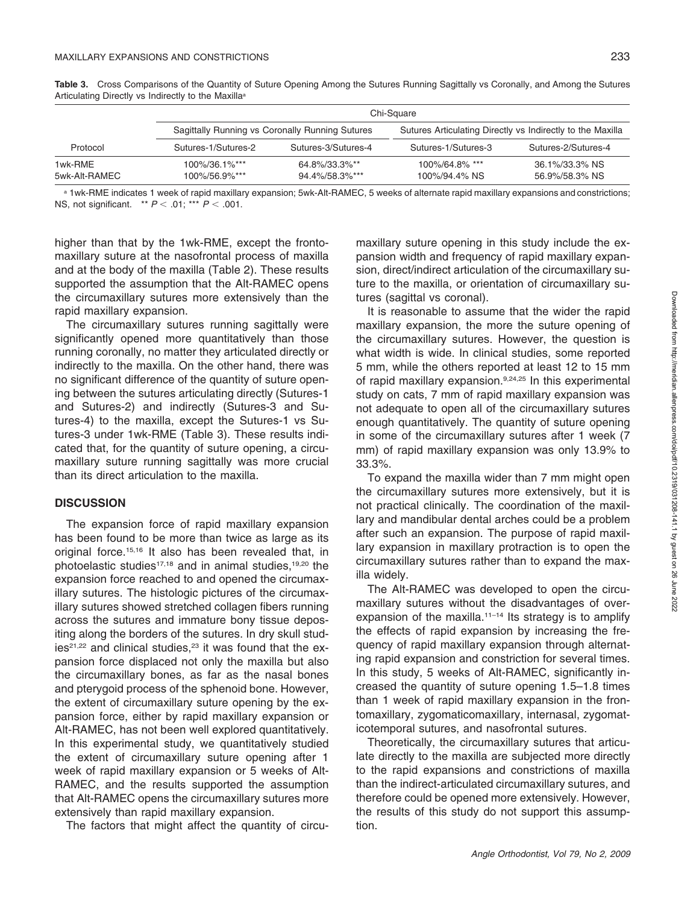**Table 3.** Cross Comparisons of the Quantity of Suture Opening Among the Sutures Running Sagittally vs Coronally, and Among the Sutures Articulating Directly vs Indirectly to the Maxilla[a]

| | Chi-Square | | | |
|---|---|---|---|---|
| | Sagittally Running vs Coronally Running Sutures | | Sutures Articulating Directly vs Indirectly to the Maxilla | |
| Protocol | Sutures-1/Sutures-2 | Sutures-3/Sutures-4 | Sutures-1/Sutures-3 | Sutures-2/Sutures-4 |
| 1wk-RME | 100%/36.1%*** | 64.8%/33.3%** | 100%/64.8% *** | 36.1%/33.3% NS |
| 5wk-Alt-RAMEC | 100%/56.9%*** | 94.4%/58.3%*** | 100%/94.4% NS | 56.9%/58.3% NS |

[a] 1wk-RME indicates 1 week of rapid maxillary expansion; 5wk-Alt-RAMEC, 5 weeks of alternate rapid maxillary expansions and constrictions; NS, not significant. ** $P < .01$; *** $P < .001$.

higher than that by the 1wk-RME, except the frontomaxillary suture at the nasofrontal process of maxilla and at the body of the maxilla (Table 2). These results supported the assumption that the Alt-RAMEC opens the circumaxillary sutures more extensively than the rapid maxillary expansion.

The circumaxillary sutures running sagittally were significantly opened more quantitatively than those running coronally, no matter they articulated directly or indirectly to the maxilla. On the other hand, there was no significant difference of the quantity of suture opening between the sutures articulating directly (Sutures-1 and Sutures-2) and indirectly (Sutures-3 and Sutures-4) to the maxilla, except the Sutures-1 vs Sutures-3 under 1wk-RME (Table 3). These results indicated that, for the quantity of suture opening, a circumaxillary suture running sagittally was more crucial than its direct articulation to the maxilla.

## DISCUSSION

The expansion force of rapid maxillary expansion has been found to be more than twice as large as its original force.[15,16] It also has been revealed that, in photoelastic studies[17,18] and in animal studies,[19,20] the expansion force reached to and opened the circumaxillary sutures. The histologic pictures of the circumaxillary sutures showed stretched collagen fibers running across the sutures and immature bony tissue depositing along the borders of the sutures. In dry skull studies[21,22] and clinical studies,[23] it was found that the expansion force displaced not only the maxilla but also the circumaxillary bones, as far as the nasal bones and pterygoid process of the sphenoid bone. However, the extent of circumaxillary suture opening by the expansion force, either by rapid maxillary expansion or Alt-RAMEC, has not been well explored quantitatively. In this experimental study, we quantitatively studied the extent of circumaxillary suture opening after 1 week of rapid maxillary expansion or 5 weeks of Alt-RAMEC, and the results supported the assumption that Alt-RAMEC opens the circumaxillary sutures more extensively than rapid maxillary expansion.

The factors that might affect the quantity of circumaxillary suture opening in this study include the expansion width and frequency of rapid maxillary expansion, direct/indirect articulation of the circumaxillary suture to the maxilla, or orientation of circumaxillary sutures (sagittal vs coronal).

It is reasonable to assume that the wider the rapid maxillary expansion, the more the suture opening of the circumaxillary sutures. However, the question is what width is wide. In clinical studies, some reported 5 mm, while the others reported at least 12 to 15 mm of rapid maxillary expansion.[9,24,25] In this experimental study on cats, 7 mm of rapid maxillary expansion was not adequate to open all of the circumaxillary sutures enough quantitatively. The quantity of suture opening in some of the circumaxillary sutures after 1 week (7 mm) of rapid maxillary expansion was only 13.9% to 33.3%.

To expand the maxilla wider than 7 mm might open the circumaxillary sutures more extensively, but it is not practical clinically. The coordination of the maxillary and mandibular dental arches could be a problem after such an expansion. The purpose of rapid maxillary expansion in maxillary protraction is to open the circumaxillary sutures rather than to expand the maxilla widely.

The Alt-RAMEC was developed to open the circumaxillary sutures without the disadvantages of overexpansion of the maxilla.[11–14] Its strategy is to amplify the effects of rapid expansion by increasing the frequency of rapid maxillary expansion through alternating rapid expansion and constriction for several times. In this study, 5 weeks of Alt-RAMEC, significantly increased the quantity of suture opening 1.5–1.8 times than 1 week of rapid maxillary expansion in the frontomaxillary, zygomaticomaxillary, internasal, zygomaticotemporal sutures, and nasofrontal sutures.

Theoretically, the circumaxillary sutures that articulate directly to the maxilla are subjected more directly to the rapid expansions and constrictions of maxilla than the indirect-articulated circumaxillary sutures, and therefore could be opened more extensively. However, the results of this study do not support this assumption.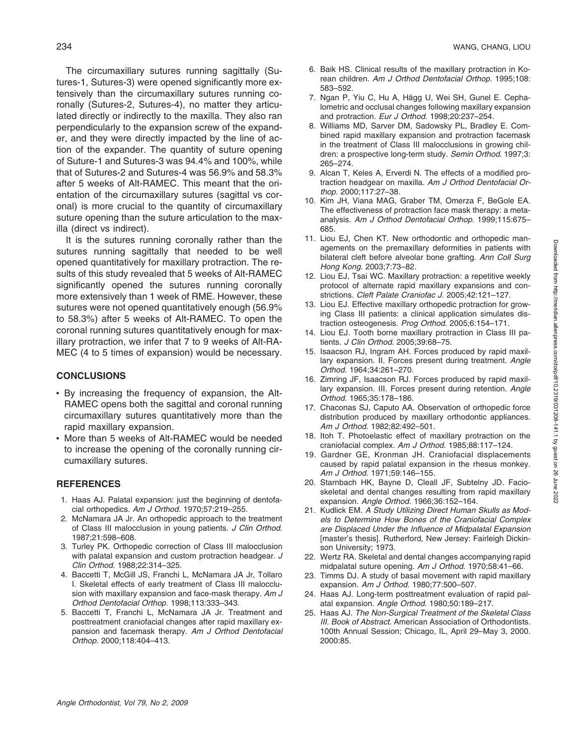The circumaxillary sutures running sagittally (Sutures-1, Sutures-3) were opened significantly more extensively than the circumaxillary sutures running coronally (Sutures-2, Sutures-4), no matter they articulated directly or indirectly to the maxilla. They also ran perpendicularly to the expansion screw of the expander, and they were directly impacted by the line of action of the expander. The quantity of suture opening of Suture-1 and Sutures-3 was 94.4% and 100%, while that of Sutures-2 and Sutures-4 was 56.9% and 58.3% after 5 weeks of Alt-RAMEC. This meant that the orientation of the circumaxillary sutures (sagittal vs coronal) is more crucial to the quantity of circumaxillary suture opening than the suture articulation to the maxilla (direct vs indirect).

It is the sutures running coronally rather than the sutures running sagittally that needed to be well opened quantitatively for maxillary protraction. The results of this study revealed that 5 weeks of Alt-RAMEC significantly opened the sutures running coronally more extensively than 1 week of RME. However, these sutures were not opened quantitatively enough (56.9% to 58.3%) after 5 weeks of Alt-RAMEC. To open the coronal running sutures quantitatively enough for maxillary protraction, we infer that 7 to 9 weeks of Alt-RAMEC (4 to 5 times of expansion) would be necessary.

## CONCLUSIONS

- By increasing the frequency of expansion, the Alt-RAMEC opens both the sagittal and coronal running circumaxillary sutures quantitatively more than the rapid maxillary expansion.
- More than 5 weeks of Alt-RAMEC would be needed to increase the opening of the coronally running circumaxillary sutures.

## REFERENCES

1. Haas AJ. Palatal expansion: just the beginning of dentofacial orthopedics. *Am J Orthod.* 1970;57:219–255.
2. McNamara JA Jr. An orthopedic approach to the treatment of Class III malocclusion in young patients. *J Clin Orthod.* 1987;21:598–608.
3. Turley PK. Orthopedic correction of Class III malocclusion with palatal expansion and custom protraction headgear. *J Clin Orthod.* 1988;22:314–325.
4. Baccetti T, McGill JS, Franchi L, McNamara JA Jr, Tollaro I. Skeletal effects of early treatment of Class III malocclusion with maxillary expansion and face-mask therapy. *Am J Orthod Dentofacial Orthop.* 1998;113:333–343.
5. Baccetti T, Franchi L, McNamara JA Jr. Treatment and posttreatment craniofacial changes after rapid maxillary expansion and facemask therapy. *Am J Orthod Dentofacial Orthop.* 2000;118:404–413.
6. Baik HS. Clinical results of the maxillary protraction in Korean children. *Am J Orthod Dentofacial Orthop.* 1995;108:583–592.
7. Ngan P, Yiu C, Hu A, Hägg U, Wei SH, Gunel E. Cephalometric and occlusal changes following maxillary expansion and protraction. *Eur J Orthod.* 1998;20:237–254.
8. Williams MD, Sarver DM, Sadowsky PL, Bradley E. Combined rapid maxillary expansion and protraction facemask in the treatment of Class III malocclusions in growing children: a prospective long-term study. *Semin Orthod.* 1997;3:265–274.
9. Alcan T, Keles A, Erverdi N. The effects of a modified protraction headgear on maxilla. *Am J Orthod Dentofacial Orthop.* 2000;117:27–38.
10. Kim JH, Viana MAG, Graber TM, Omerza F, BeGole EA. The effectiveness of protraction face mask therapy: a meta-analysis. *Am J Orthod Dentofacial Orthop.* 1999;115:675–685.
11. Liou EJ, Chen KT. New orthodontic and orthopedic managements on the premaxillary deformities in patients with bilateral cleft before alveolar bone grafting. *Ann Coll Surg Hong Kong.* 2003;7:73–82.
12. Liou EJ, Tsai WC. Maxillary protraction: a repetitive weekly protocol of alternate rapid maxillary expansions and constrictions. *Cleft Palate Craniofac J.* 2005;42:121–127.
13. Liou EJ. Effective maxillary orthopedic protraction for growing Class III patients: a clinical application simulates distraction osteogenesis. *Prog Orthod.* 2005;6:154–171.
14. Liou EJ. Tooth borne maxillary protraction in Class III patients. *J Clin Orthod.* 2005;39:68–75.
15. Isaacson RJ, Ingram AH. Forces produced by rapid maxillary expansion. II. Forces present during treatment. *Angle Orthod.* 1964;34:261–270.
16. Zimring JF, Isaacson RJ. Forces produced by rapid maxillary expansion. III. Forces present during retention. *Angle Orthod.* 1965;35:178–186.
17. Chaconas SJ, Caputo AA. Observation of orthopedic force distribution produced by maxillary orthodontic appliances. *Am J Orthod.* 1982;82:492–501.
18. Itoh T. Photoelastic effect of maxillary protraction on the craniofacial complex. *Am J Orthod.* 1985;88:117–124.
19. Gardner GE, Kronman JH. Craniofacial displacements caused by rapid palatal expansion in the rhesus monkey. *Am J Orthod.* 1971;59:146–155.
20. Starnbach HK, Bayne D, Cleall JF, Subtelny JD. Facioskeletal and dental changes resulting from rapid maxillary expansion. *Angle Orthod.* 1966;36:152–164.
21. Kudlick EM. *A Study Utilizing Direct Human Skulls as Models to Determine How Bones of the Craniofacial Complex are Displaced Under the Influence of Midpalatal Expansion* [master's thesis]. Rutherford, New Jersey: Fairleigh Dickinson University; 1973.
22. Wertz RA. Skeletal and dental changes accompanying rapid midpalatal suture opening. *Am J Orthod.* 1970;58:41–66.
23. Timms DJ. A study of basal movement with rapid maxillary expansion. *Am J Orthod.* 1980;77:500–507.
24. Haas AJ. Long-term posttreatment evaluation of rapid palatal expansion. *Angle Orthod.* 1980;50:189–217.
25. Haas AJ. *The Non-Surgical Treatment of the Skeletal Class III. Book of Abstract.* American Association of Orthodontists. 100th Annual Session; Chicago, IL, April 29–May 3, 2000. 2000:85.